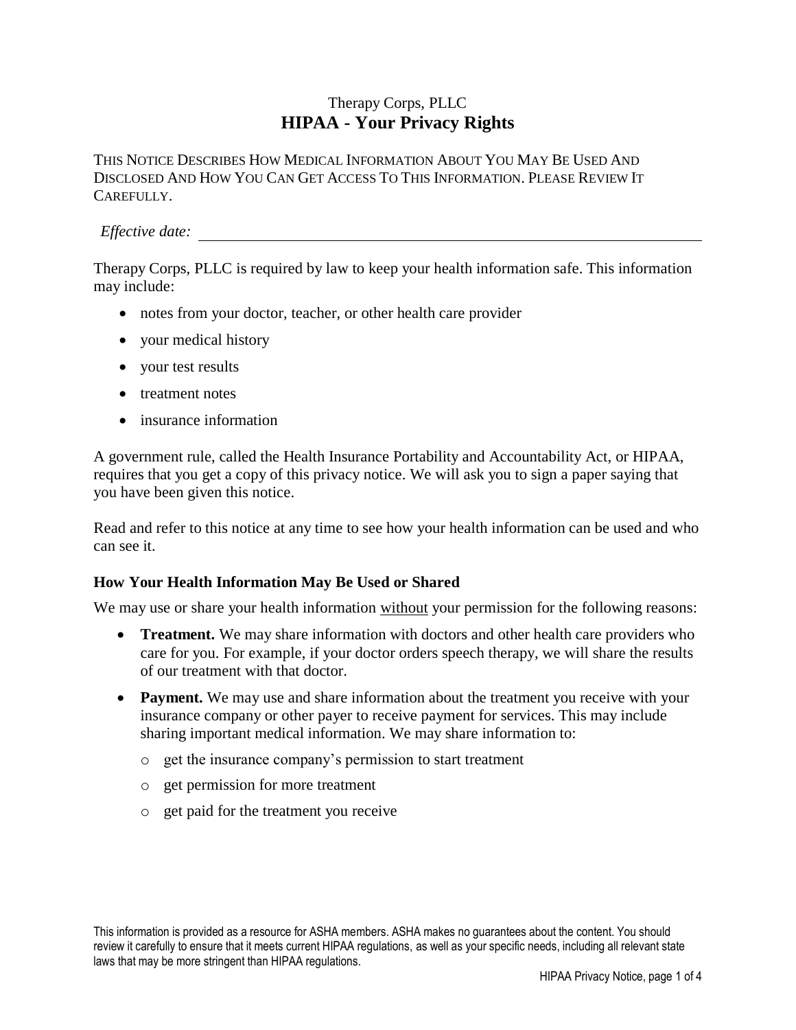Therapy Corps, PLLC

# HIPAA - Your Privacy Rights

THIS NOTICE DESCRIBES HOW MEDICAL INFORMATION ABOUT YOU MAY BE USED AND DISCLOSED AND HOW YOU CAN GET ACCESS TO THIS INFORMATION. PLEASE REVIEW IT CAREFULLY.

*Effective date:* ______________________________

Therapy Corps, PLLC is required by law to keep your health information safe. This information may include:

- notes from your doctor, teacher, or other health care provider
- your medical history
- your test results
- treatment notes
- insurance information

A government rule, called the Health Insurance Portability and Accountability Act, or HIPAA, requires that you get a copy of this privacy notice. We will ask you to sign a paper saying that you have been given this notice.

Read and refer to this notice at any time to see how your health information can be used and who can see it.

### How Your Health Information May Be Used or Shared

We may use or share your health information without your permission for the following reasons:

- **Treatment.** We may share information with doctors and other health care providers who care for you. For example, if your doctor orders speech therapy, we will share the results of our treatment with that doctor.
- **Payment.** We may use and share information about the treatment you receive with your insurance company or other payer to receive payment for services. This may include sharing important medical information. We may share information to:
  - get the insurance company's permission to start treatment
  - get permission for more treatment
  - get paid for the treatment you receive

This information is provided as a resource for ASHA members. ASHA makes no guarantees about the content. You should review it carefully to ensure that it meets current HIPAA regulations, as well as your specific needs, including all relevant state laws that may be more stringent than HIPAA regulations.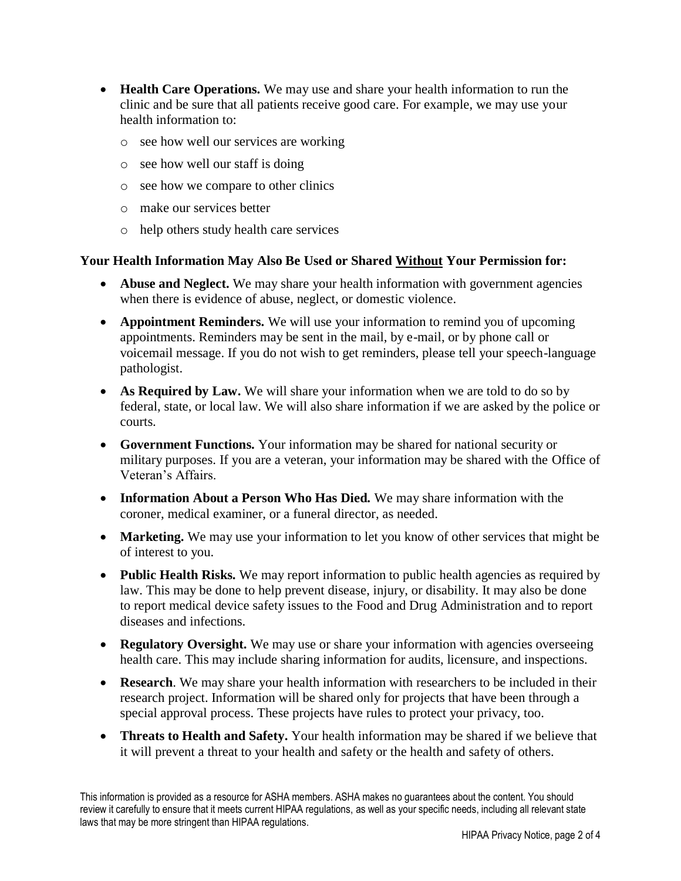- **Health Care Operations.** We may use and share your health information to run the clinic and be sure that all patients receive good care. For example, we may use your health information to:
  - see how well our services are working
  - see how well our staff is doing
  - see how we compare to other clinics
  - make our services better
  - help others study health care services

**Your Health Information May Also Be Used or Shared <u>Without</u> Your Permission for:**

- **Abuse and Neglect.** We may share your health information with government agencies when there is evidence of abuse, neglect, or domestic violence.
- **Appointment Reminders.** We will use your information to remind you of upcoming appointments. Reminders may be sent in the mail, by e-mail, or by phone call or voicemail message. If you do not wish to get reminders, please tell your speech-language pathologist.
- **As Required by Law.** We will share your information when we are told to do so by federal, state, or local law. We will also share information if we are asked by the police or courts.
- **Government Functions.** Your information may be shared for national security or military purposes. If you are a veteran, your information may be shared with the Office of Veteran's Affairs.
- **Information About a Person Who Has Died.** We may share information with the coroner, medical examiner, or a funeral director, as needed.
- **Marketing.** We may use your information to let you know of other services that might be of interest to you.
- **Public Health Risks.** We may report information to public health agencies as required by law. This may be done to help prevent disease, injury, or disability. It may also be done to report medical device safety issues to the Food and Drug Administration and to report diseases and infections.
- **Regulatory Oversight.** We may use or share your information with agencies overseeing health care. This may include sharing information for audits, licensure, and inspections.
- **Research**. We may share your health information with researchers to be included in their research project. Information will be shared only for projects that have been through a special approval process. These projects have rules to protect your privacy, too.
- **Threats to Health and Safety.** Your health information may be shared if we believe that it will prevent a threat to your health and safety or the health and safety of others.

This information is provided as a resource for ASHA members. ASHA makes no guarantees about the content. You should review it carefully to ensure that it meets current HIPAA regulations, as well as your specific needs, including all relevant state laws that may be more stringent than HIPAA regulations.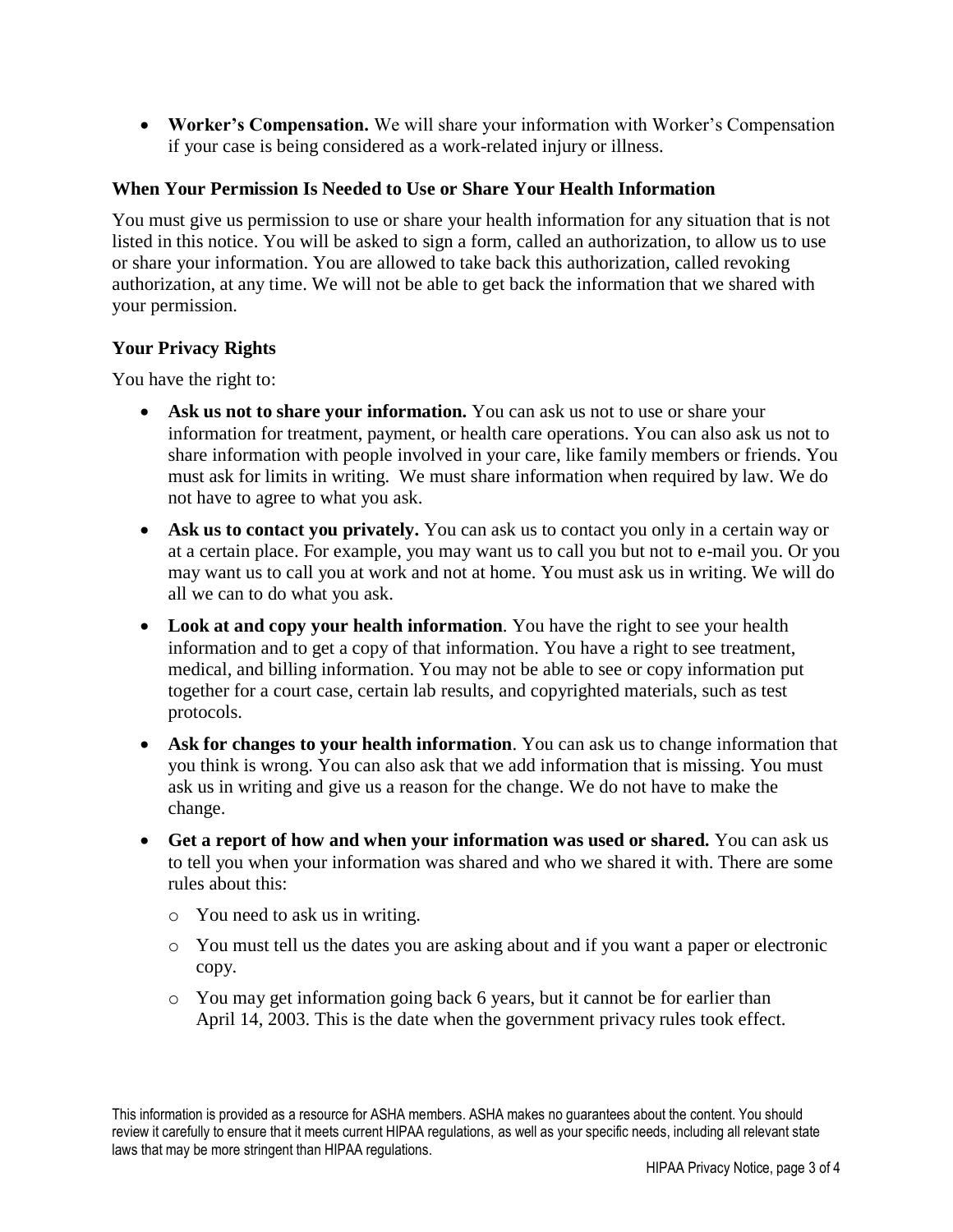- **Worker's Compensation.** We will share your information with Worker's Compensation if your case is being considered as a work-related injury or illness.

### When Your Permission Is Needed to Use or Share Your Health Information

You must give us permission to use or share your health information for any situation that is not listed in this notice. You will be asked to sign a form, called an authorization, to allow us to use or share your information. You are allowed to take back this authorization, called revoking authorization, at any time. We will not be able to get back the information that we shared with your permission.

### Your Privacy Rights

You have the right to:

- **Ask us not to share your information.** You can ask us not to use or share your information for treatment, payment, or health care operations. You can also ask us not to share information with people involved in your care, like family members or friends. You must ask for limits in writing. We must share information when required by law. We do not have to agree to what you ask.
- **Ask us to contact you privately.** You can ask us to contact you only in a certain way or at a certain place. For example, you may want us to call you but not to e-mail you. Or you may want us to call you at work and not at home. You must ask us in writing. We will do all we can to do what you ask.
- **Look at and copy your health information**. You have the right to see your health information and to get a copy of that information. You have a right to see treatment, medical, and billing information. You may not be able to see or copy information put together for a court case, certain lab results, and copyrighted materials, such as test protocols.
- **Ask for changes to your health information**. You can ask us to change information that you think is wrong. You can also ask that we add information that is missing. You must ask us in writing and give us a reason for the change. We do not have to make the change.
- **Get a report of how and when your information was used or shared.** You can ask us to tell you when your information was shared and who we shared it with. There are some rules about this:
  - You need to ask us in writing.
  - You must tell us the dates you are asking about and if you want a paper or electronic copy.
  - You may get information going back 6 years, but it cannot be for earlier than April 14, 2003. This is the date when the government privacy rules took effect.

This information is provided as a resource for ASHA members. ASHA makes no guarantees about the content. You should review it carefully to ensure that it meets current HIPAA regulations, as well as your specific needs, including all relevant state laws that may be more stringent than HIPAA regulations.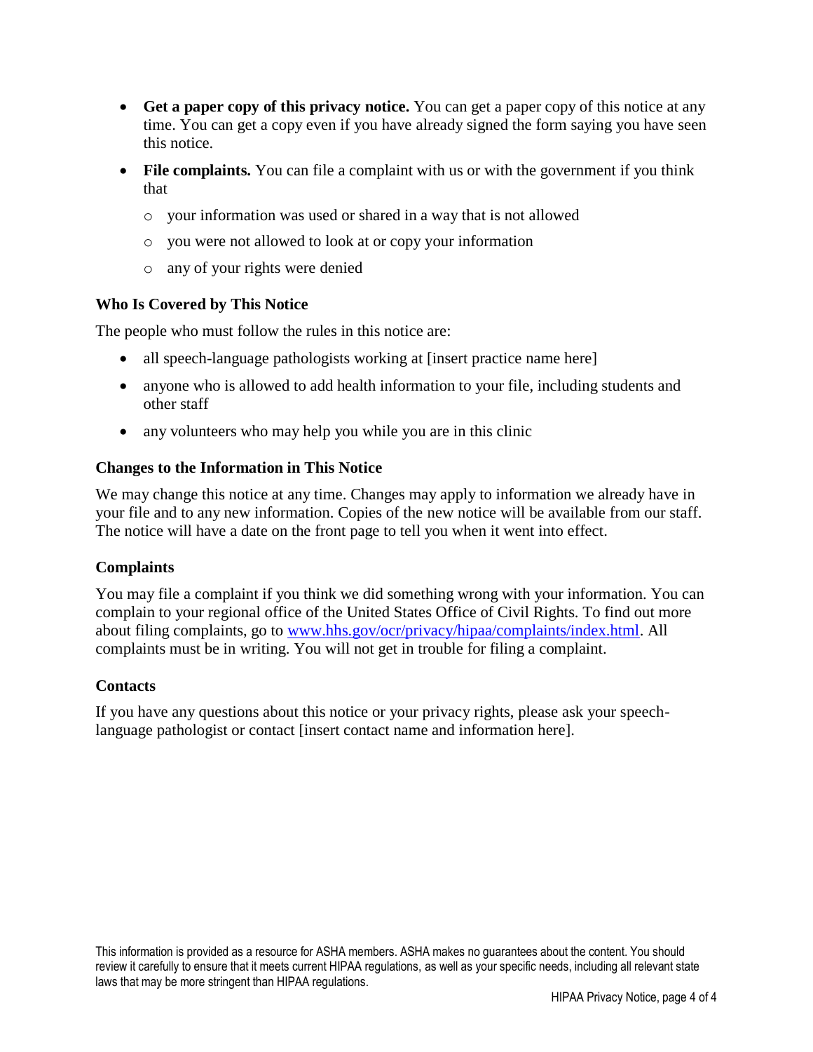- **Get a paper copy of this privacy notice.** You can get a paper copy of this notice at any time. You can get a copy even if you have already signed the form saying you have seen this notice.
- **File complaints.** You can file a complaint with us or with the government if you think that
  - your information was used or shared in a way that is not allowed
  - you were not allowed to look at or copy your information
  - any of your rights were denied

### Who Is Covered by This Notice

The people who must follow the rules in this notice are:

- all speech-language pathologists working at [insert practice name here]
- anyone who is allowed to add health information to your file, including students and other staff
- any volunteers who may help you while you are in this clinic

### Changes to the Information in This Notice

We may change this notice at any time. Changes may apply to information we already have in your file and to any new information. Copies of the new notice will be available from our staff. The notice will have a date on the front page to tell you when it went into effect.

### Complaints

You may file a complaint if you think we did something wrong with your information. You can complain to your regional office of the United States Office of Civil Rights. To find out more about filing complaints, go to www.hhs.gov/ocr/privacy/hipaa/complaints/index.html. All complaints must be in writing. You will not get in trouble for filing a complaint.

### Contacts

If you have any questions about this notice or your privacy rights, please ask your speech-language pathologist or contact [insert contact name and information here].

This information is provided as a resource for ASHA members. ASHA makes no guarantees about the content. You should review it carefully to ensure that it meets current HIPAA regulations, as well as your specific needs, including all relevant state laws that may be more stringent than HIPAA regulations.